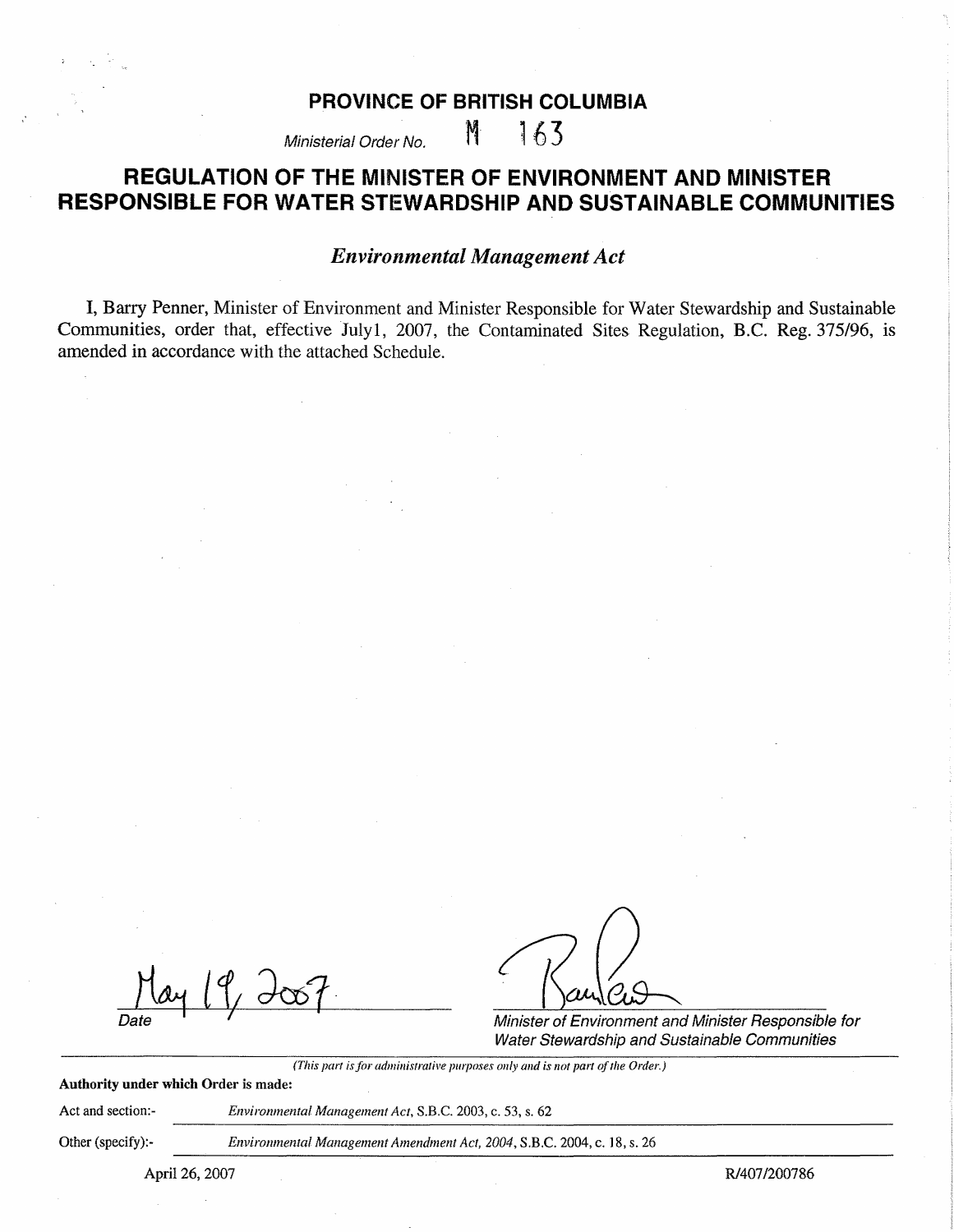# PROVINCE OF BRITISH COLUMBIA

*Ministerial Order No.* M 163

## REGULATION OF THE MINISTER OF ENVIRONMENT AND MINISTER RESPONSIBLE FOR WATER STEWARDSHIP AND SUSTAINABLE COMMUNITIES

### *Environmental Management Act*

I, Barry Penner, Minister of Environment and Minister Responsible for Water Stewardship and Sustainable Communities, order that, effective July1, 2007, the Contaminated Sites Regulation, B.C. Reg. 375/96, is amended in accordance with the attached Schedule.

May 19, 2007

*Date*

*Minister of Environment and Minister Responsible for Water Stewardship and Sustainable Communities*

*(This part is for administrative purposes only and is not part of the Order.)*

**Authority under which Order is made:**

Act and section:- *Environmental Management Act*, S.B.C. 2003, c. 53, s. 62

Other (specify):- *Environmental Management Amendment Act, 2004*, S.B.C. 2004, c. 18, s. 26

April 26, 2007

R/407/200786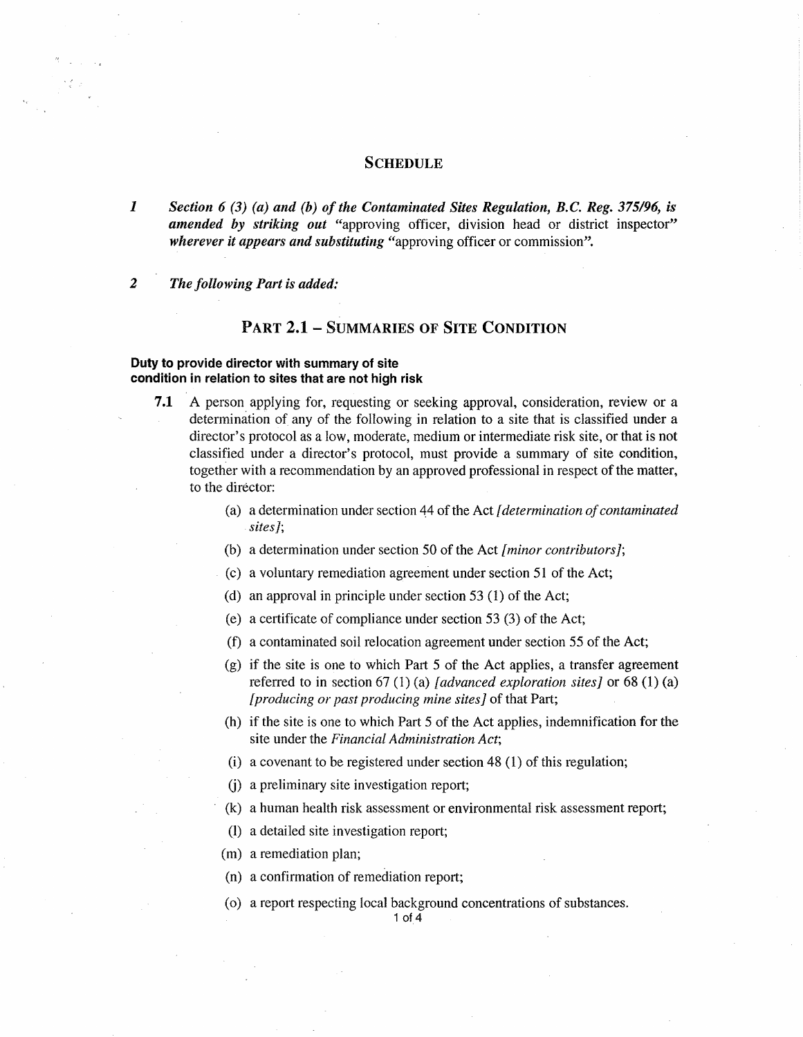## Schedule

**1** ***Section 6 (3) (a) and (b) of the Contaminated Sites Regulation, B.C. Reg. 375/96, is amended by striking out*** "approving officer, division head or district inspector" ***wherever it appears and substituting*** "approving officer or commission".

**2** ***The following Part is added:***

## Part 2.1 – Summaries of Site Condition

**Duty to provide director with summary of site condition in relation to sites that are not high risk**

**7.1** A person applying for, requesting or seeking approval, consideration, review or a determination of any of the following in relation to a site that is classified under a director's protocol as a low, moderate, medium or intermediate risk site, or that is not classified under a director's protocol, must provide a summary of site condition, together with a recommendation by an approved professional in respect of the matter, to the director:

(a) a determination under section 44 of the Act *[determination of contaminated sites]*;

(b) a determination under section 50 of the Act *[minor contributors]*;

(c) a voluntary remediation agreement under section 51 of the Act;

(d) an approval in principle under section 53 (1) of the Act;

(e) a certificate of compliance under section 53 (3) of the Act;

(f) a contaminated soil relocation agreement under section 55 of the Act;

(g) if the site is one to which Part 5 of the Act applies, a transfer agreement referred to in section 67 (1) (a) *[advanced exploration sites]* or 68 (1) (a) *[producing or past producing mine sites]* of that Part;

(h) if the site is one to which Part 5 of the Act applies, indemnification for the site under the *Financial Administration Act*;

(i) a covenant to be registered under section 48 (1) of this regulation;

(j) a preliminary site investigation report;

(k) a human health risk assessment or environmental risk assessment report;

(l) a detailed site investigation report;

(m) a remediation plan;

(n) a confirmation of remediation report;

(o) a report respecting local background concentrations of substances.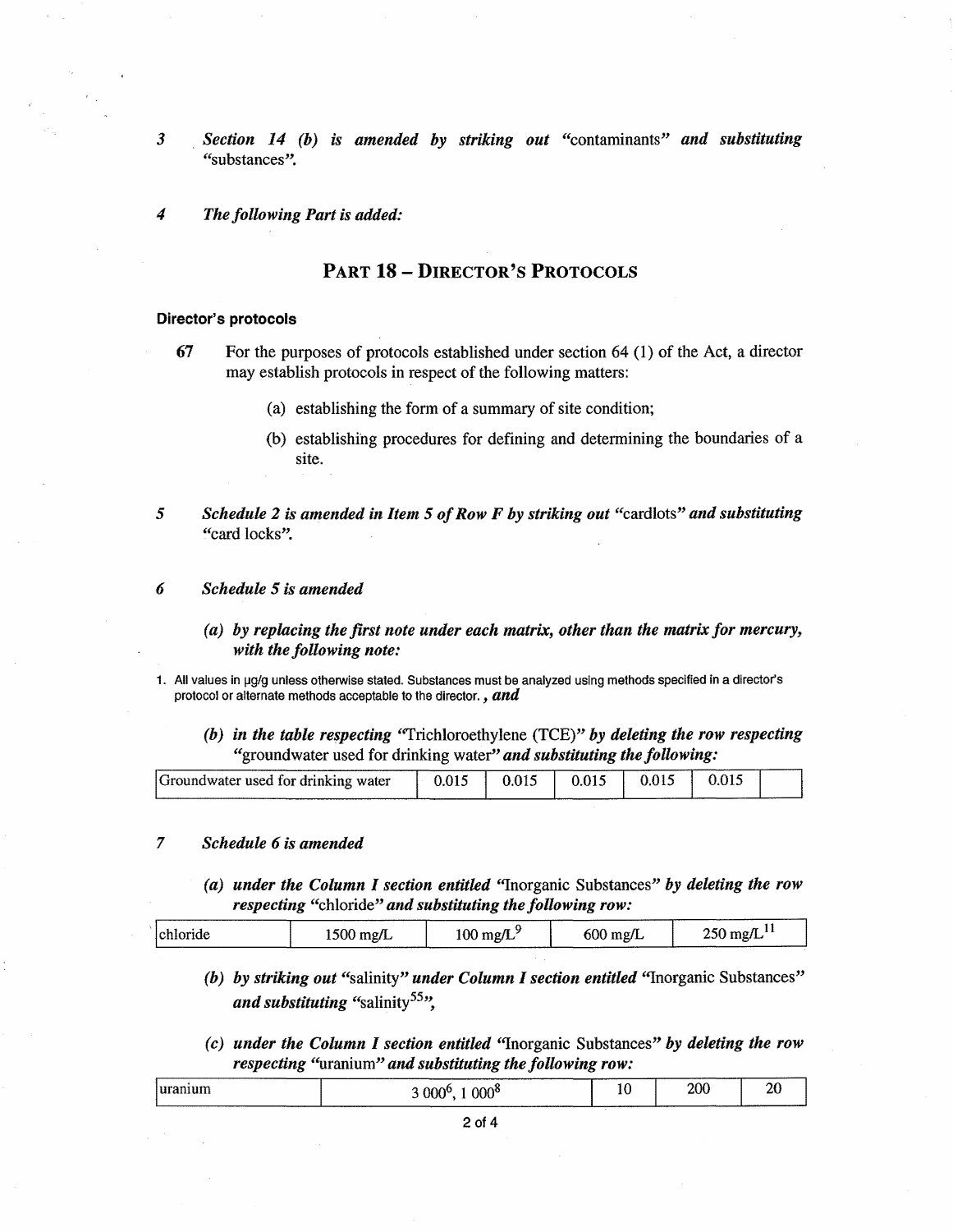3 *Section 14 (b) is amended by striking out* "contaminants" *and substituting* "substances".

4 *The following Part is added:*

## PART 18 – DIRECTOR'S PROTOCOLS

**Director's protocols**

**67** For the purposes of protocols established under section 64 (1) of the Act, a director may establish protocols in respect of the following matters:

(a) establishing the form of a summary of site condition;

(b) establishing procedures for defining and determining the boundaries of a site.

5 *Schedule 2 is amended in Item 5 of Row F by striking out* "cardlots" *and substituting* "card locks".

6 *Schedule 5 is amended*

*(a) by replacing the first note under each matrix, other than the matrix for mercury, with the following note:*

1. All values in µg/g unless otherwise stated. Substances must be analyzed using methods specified in a director's protocol or alternate methods acceptable to the director. , ***and***

*(b) in the table respecting* "Trichloroethylene (TCE)" *by deleting the row respecting* "groundwater used for drinking water" *and substituting the following:*

| Groundwater used for drinking water | 0.015 | 0.015 | 0.015 | 0.015 | 0.015 | |
|---|---|---|---|---|---|---|

7 *Schedule 6 is amended*

*(a) under the Column I section entitled* "Inorganic Substances" *by deleting the row respecting* "chloride" *and substituting the following row:*

| chloride | 1500 mg/L | 100 mg/L[9] | 600 mg/L | 250 mg/L[11] |
|---|---|---|---|---|

*(b) by striking out* "salinity" *under Column I section entitled* "Inorganic Substances" *and substituting* "salinity[55]",

*(c) under the Column I section entitled* "Inorganic Substances" *by deleting the row respecting* "uranium" *and substituting the following row:*

| uranium | 3 000[6], 1 000[8] | 10 | 200 | 20 |
|---|---|---|---|---|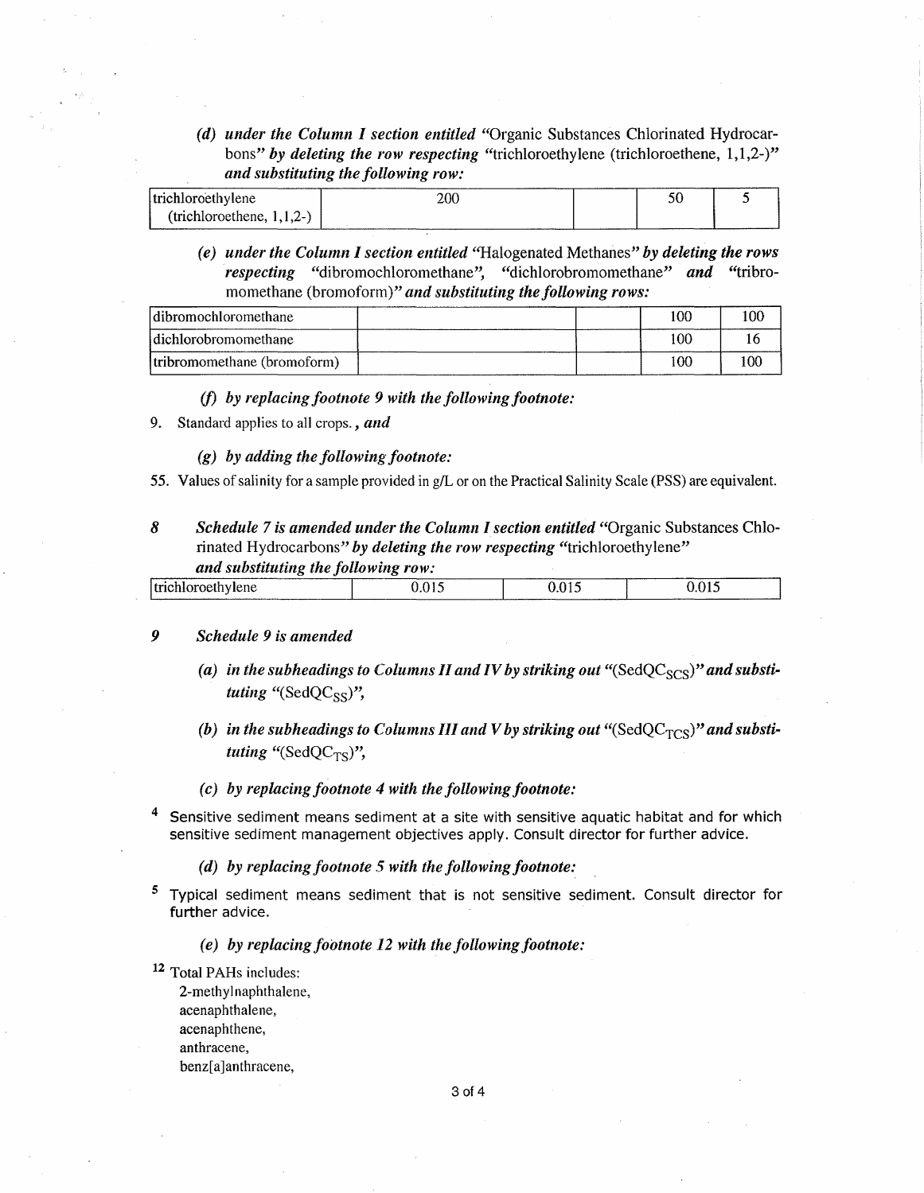*(d) under the Column I section entitled* "Organic Substances Chlorinated Hydrocarbons" *by deleting the row respecting* "trichloroethylene (trichloroethene, 1,1,2-)" *and substituting the following row:*

| | | | | |
|---|---|---|---|---|
| trichloroethylene (trichloroethene, 1,1,2-) | 200 | | 50 | 5 |

*(e) under the Column I section entitled* "Halogenated Methanes" *by deleting the rows respecting* "dibromochloromethane", "dichlorobromomethane" *and* "tribromomethane (bromoform)" *and substituting the following rows:*

| | | | | |
|---|---|---|---|---|
| dibromochloromethane | | | 100 | 100 |
| dichlorobromomethane | | | 100 | 16 |
| tribromomethane (bromoform) | | | 100 | 100 |

*(f) by replacing footnote 9 with the following footnote:*

9. Standard applies to all crops., ***and***

*(g) by adding the following footnote:*

55. Values of salinity for a sample provided in g/L or on the Practical Salinity Scale (PSS) are equivalent.

**8** ***Schedule 7 is amended under the Column I section entitled*** "Organic Substances Chlorinated Hydrocarbons" ***by deleting the row respecting*** "trichloroethylene" ***and substituting the following row:***

| | | | |
|---|---|---|---|
| trichloroethylene | 0.015 | 0.015 | 0.015 |

**9** ***Schedule 9 is amended***

*(a) in the subheadings to Columns II and IV by striking out* "($SedQC_{SCS}$)" *and substituting* "($SedQC_{SS}$)",

*(b) in the subheadings to Columns III and V by striking out* "($SedQC_{TCS}$)" *and substituting* "($SedQC_{TS}$)",

*(c) by replacing footnote 4 with the following footnote:*

[4] Sensitive sediment means sediment at a site with sensitive aquatic habitat and for which sensitive sediment management objectives apply. Consult director for further advice.

*(d) by replacing footnote 5 with the following footnote:*

[5] Typical sediment means sediment that is not sensitive sediment. Consult director for further advice.

*(e) by replacing footnote 12 with the following footnote:*

[12] Total PAHs includes:
2-methylnaphthalene,
acenaphthalene,
acenaphthene,
anthracene,
benz[a]anthracene,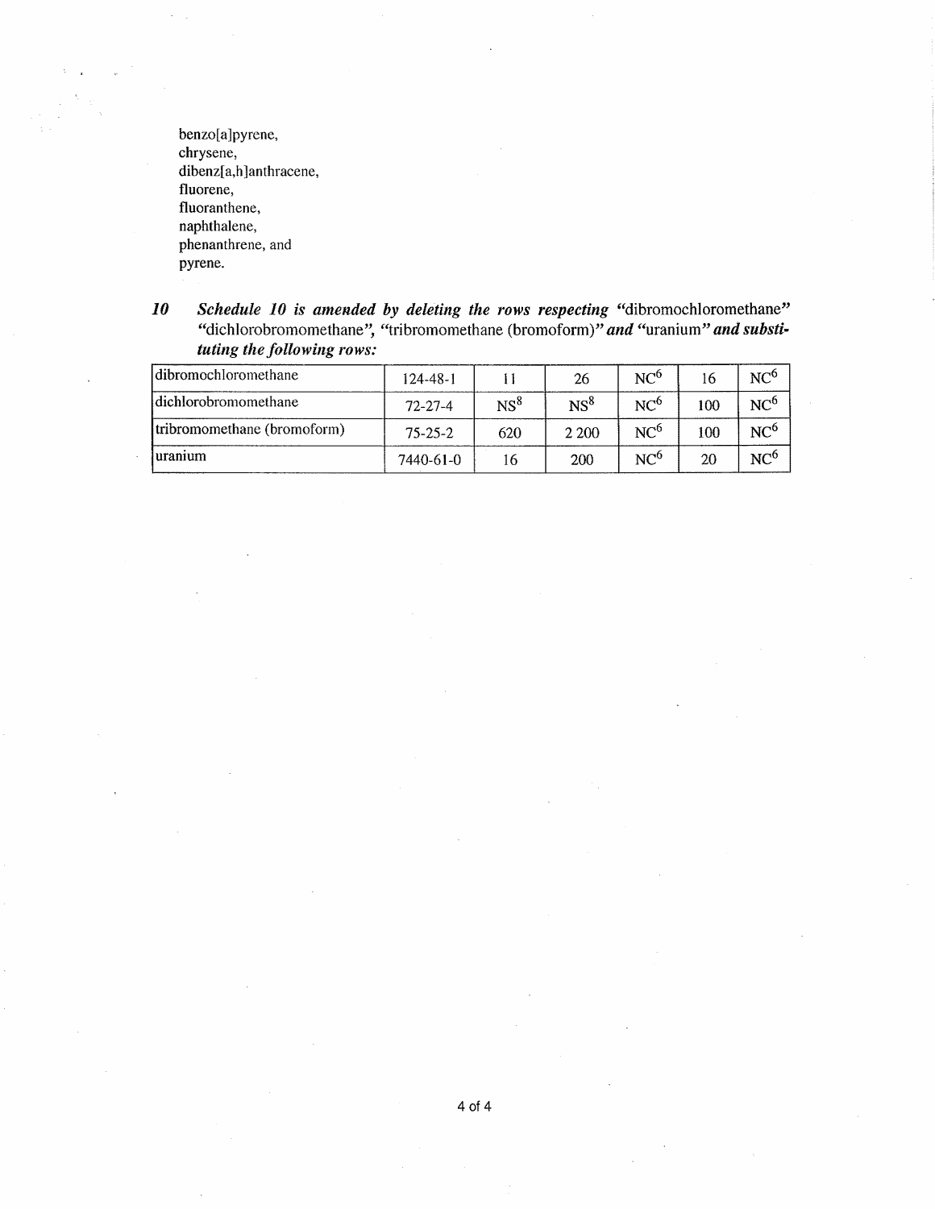benzo[a]pyrene,
chrysene,
dibenz[a,h]anthracene,
fluorene,
fluoranthene,
naphthalene,
phenanthrene, and
pyrene.

**10** ***Schedule 10 is amended by deleting the rows respecting*** "dibromochloromethane" "dichlorobromomethane", "tribromomethane (bromoform)" ***and*** "uranium" ***and substituting the following rows:***

| | | | | | | |
|---|---|---|---|---|---|---|
| dibromochloromethane | 124-48-1 | 11 | 26 | NC[6] | 16 | NC[6] |
| dichlorobromomethane | 72-27-4 | NS[8] | NS[8] | NC[6] | 100 | NC[6] |
| tribromomethane (bromoform) | 75-25-2 | 620 | 2 200 | NC[6] | 100 | NC[6] |
| uranium | 7440-61-0 | 16 | 200 | NC[6] | 20 | NC[6] |